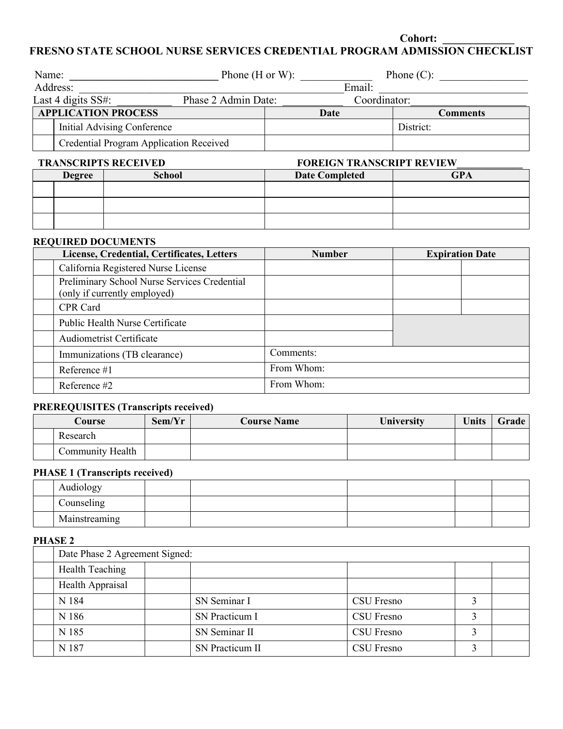Cohort: _____________

# FRESNO STATE SCHOOL NURSE SERVICES CREDENTIAL PROGRAM ADMISSION CHECKLIST

Name: ___________________________ Phone (H or W): _____________ Phone (C): ________________

Address: ________________________________________________ Email: ___________________________

Last 4 digits SS#: __________ Phase 2 Admin Date: ___________ Coordinator: ____________________

| | APPLICATION PROCESS | Date | Comments |
|---|---|---|---|
| | Initial Advising Conference | | District: |
| | Credential Program Application Received | | |

**TRANSCRIPTS RECEIVED** **FOREIGN TRANSCRIPT REVIEW____________**

| | Degree | School | Date Completed | GPA |
|---|---|---|---|---|
| | | | | |
| | | | | |
| | | | | |

**REQUIRED DOCUMENTS**

| | License, Credential, Certificates, Letters | Number | Expiration Date | |
|---|---|---|---|---|
| | California Registered Nurse License | | | |
| | Preliminary School Nurse Services Credential (only if currently employed) | | | |
| | CPR Card | | | |
| | Public Health Nurse Certificate | | | |
| | Audiometrist Certificate | | | |
| | Immunizations (TB clearance) | Comments: | | |
| | Reference #1 | From Whom: | | |
| | Reference #2 | From Whom: | | |

**PREREQUISITES (Transcripts received)**

| | Course | Sem/Yr | Course Name | University | Units | Grade |
|---|---|---|---|---|---|---|
| | Research | | | | | |
| | Community Health | | | | | |

**PHASE 1 (Transcripts received)**

| | Course | Sem/Yr | Course Name | University | Units | Grade |
|---|---|---|---|---|---|---|
| | Audiology | | | | | |
| | Counseling | | | | | |
| | Mainstreaming | | | | | |

**PHASE 2**

| | Course | Sem/Yr | Course Name | University | Units | Grade |
|---|---|---|---|---|---|---|
| | Date Phase 2 Agreement Signed: | | | | | |
| | Health Teaching | | | | | |
| | Health Appraisal | | | | | |
| | N 184 | | SN Seminar I | CSU Fresno | 3 | |
| | N 186 | | SN Practicum I | CSU Fresno | 3 | |
| | N 185 | | SN Seminar II | CSU Fresno | 3 | |
| | N 187 | | SN Practicum II | CSU Fresno | 3 | |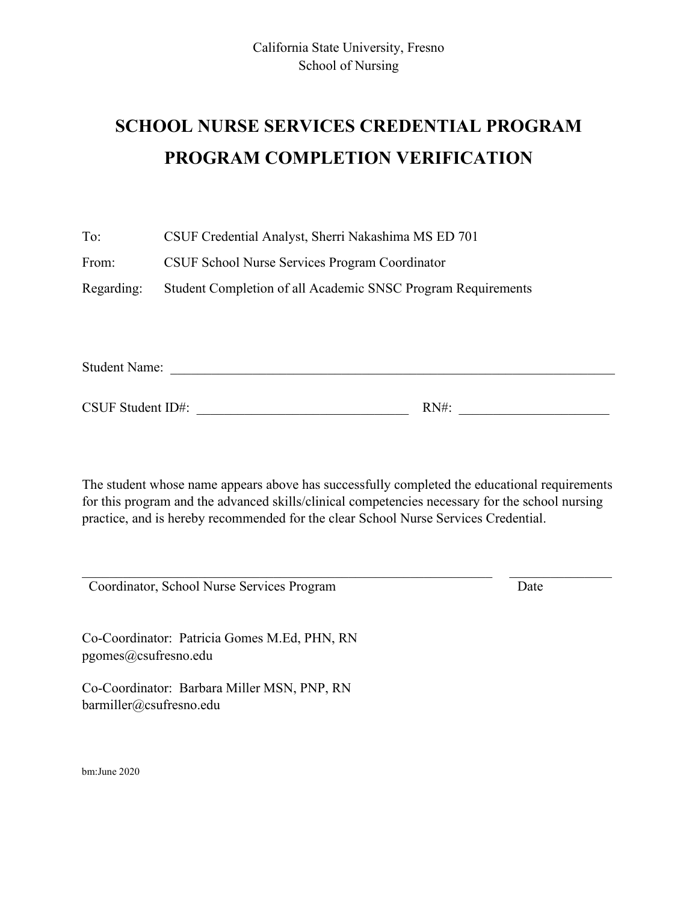California State University, Fresno
School of Nursing

# SCHOOL NURSE SERVICES CREDENTIAL PROGRAM
# PROGRAM COMPLETION VERIFICATION

To: CSUF Credential Analyst, Sherri Nakashima MS ED 701

From: CSUF School Nurse Services Program Coordinator

Regarding: Student Completion of all Academic SNSC Program Requirements

Student Name: ____________________________________________________________________

CSUF Student ID#: ________________________________ RN#: ______________________

The student whose name appears above has successfully completed the educational requirements for this program and the advanced skills/clinical competencies necessary for the school nursing practice, and is hereby recommended for the clear School Nurse Services Credential.

______________________________________________________________ _______________
Coordinator, School Nurse Services Program Date

Co-Coordinator: Patricia Gomes M.Ed, PHN, RN
pgomes@csufresno.edu

Co-Coordinator: Barbara Miller MSN, PNP, RN
barmiller@csufresno.edu

bm:June 2020